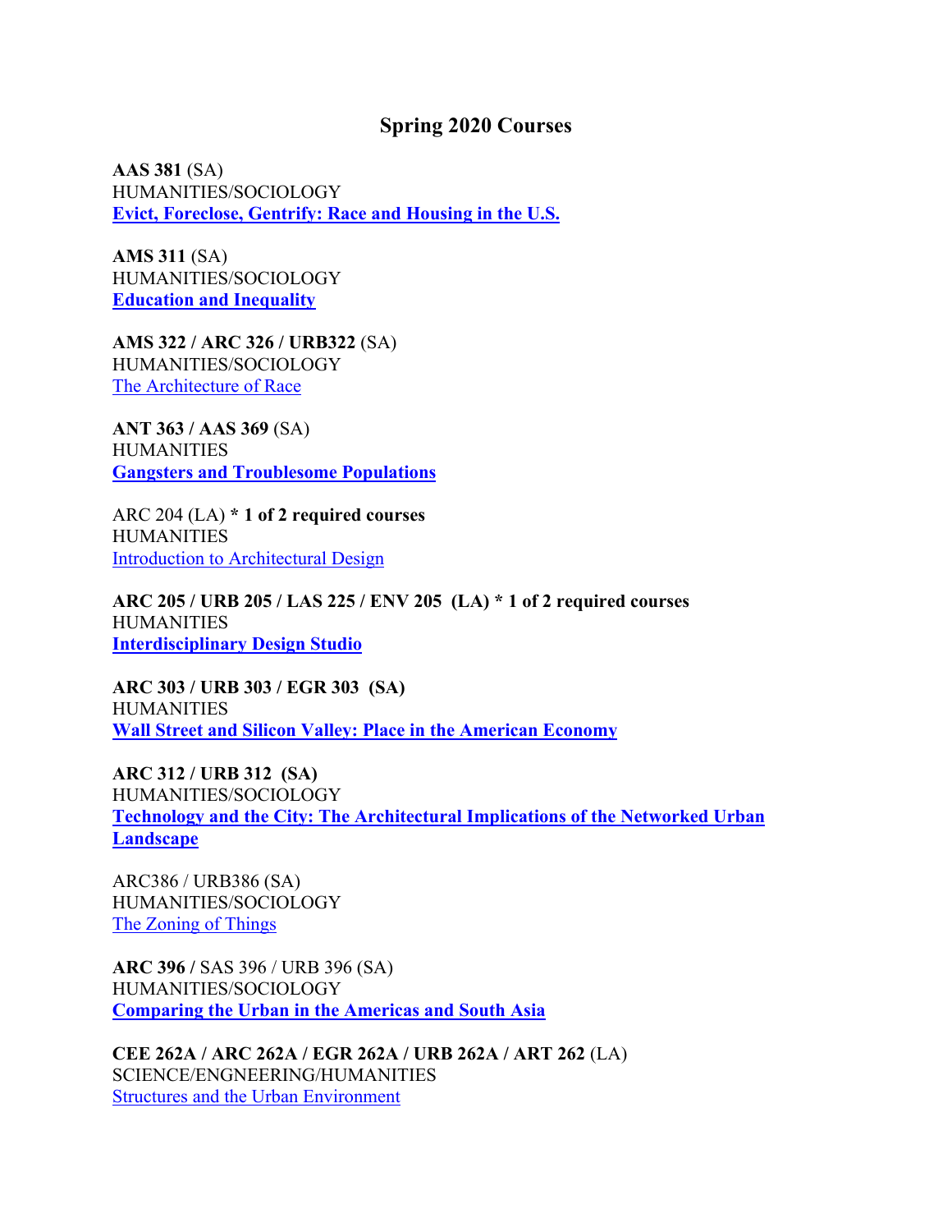## Spring 2020 Courses

**AAS 381** (SA)
HUMANITIES/SOCIOLOGY
**Evict, Foreclose, Gentrify: Race and Housing in the U.S.**

**AMS 311** (SA)
HUMANITIES/SOCIOLOGY
**Education and Inequality**

**AMS 322 / ARC 326 / URB322** (SA)
HUMANITIES/SOCIOLOGY
The Architecture of Race

**ANT 363 / AAS 369** (SA)
HUMANITIES
**Gangsters and Troublesome Populations**

ARC 204 (LA) *** 1 of 2 required courses**
HUMANITIES
Introduction to Architectural Design

**ARC 205 / URB 205 / LAS 225 / ENV 205 (LA) * 1 of 2 required courses**
HUMANITIES
**Interdisciplinary Design Studio**

**ARC 303 / URB 303 / EGR 303 (SA)**
HUMANITIES
**Wall Street and Silicon Valley: Place in the American Economy**

**ARC 312 / URB 312 (SA)**
HUMANITIES/SOCIOLOGY
**Technology and the City: The Architectural Implications of the Networked Urban Landscape**

ARC386 / URB386 (SA)
HUMANITIES/SOCIOLOGY
The Zoning of Things

**ARC 396 /** SAS 396 / URB 396 (SA)
HUMANITIES/SOCIOLOGY
**Comparing the Urban in the Americas and South Asia**

**CEE 262A / ARC 262A / EGR 262A / URB 262A / ART 262** (LA)
SCIENCE/ENGNEERING/HUMANITIES
Structures and the Urban Environment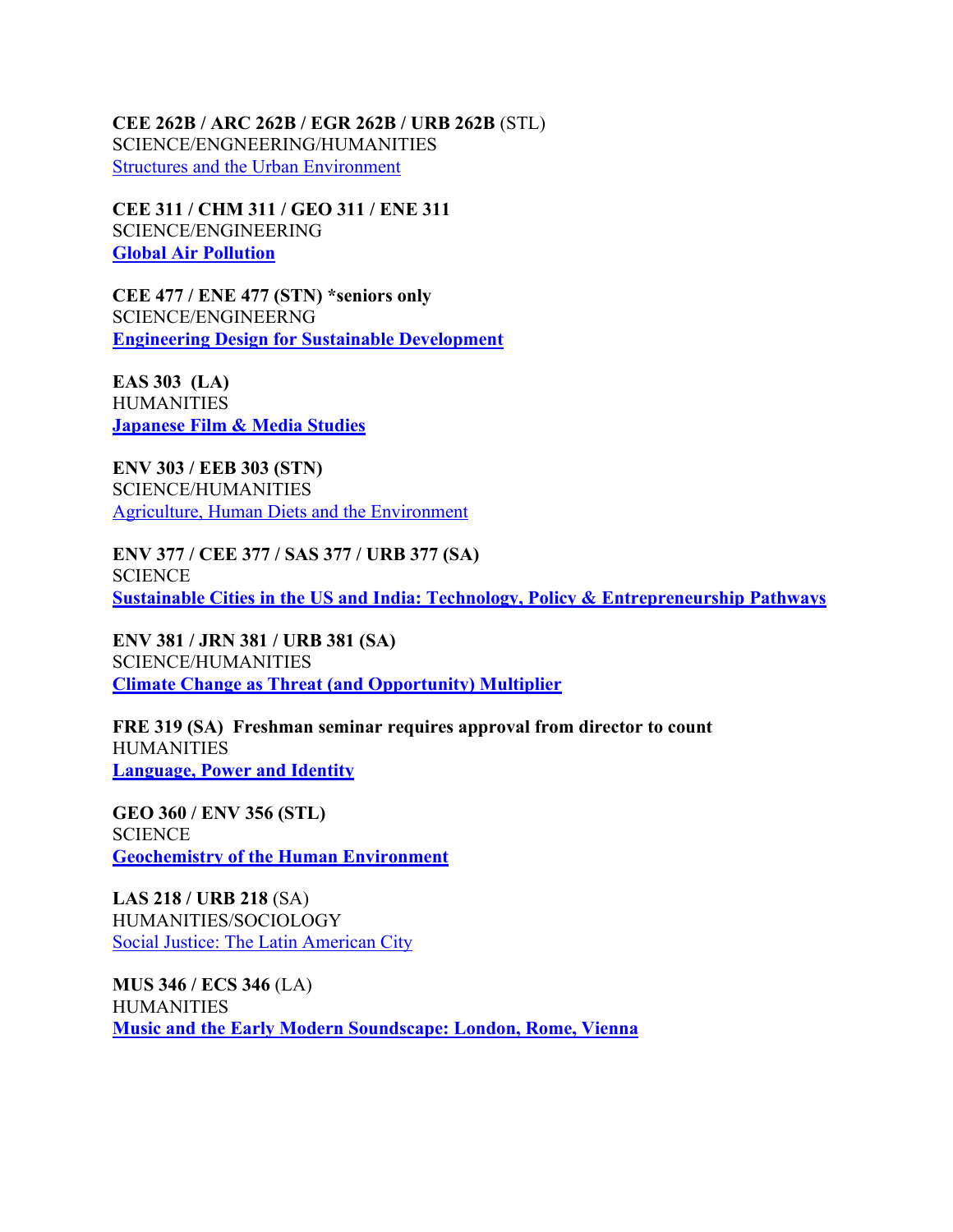**CEE 262B / ARC 262B / EGR 262B / URB 262B** (STL)
SCIENCE/ENGINEERING/HUMANITIES
Structures and the Urban Environment

**CEE 311 / CHM 311 / GEO 311 / ENE 311**
SCIENCE/ENGINEERING
**Global Air Pollution**

**CEE 477 / ENE 477 (STN) *seniors only**
SCIENCE/ENGINEERNG
**Engineering Design for Sustainable Development**

**EAS 303 (LA)**
HUMANITIES
**Japanese Film & Media Studies**

**ENV 303 / EEB 303 (STN)**
SCIENCE/HUMANITIES
Agriculture, Human Diets and the Environment

**ENV 377 / CEE 377 / SAS 377 / URB 377 (SA)**
SCIENCE
**Sustainable Cities in the US and India: Technology, Policy & Entrepreneurship Pathways**

**ENV 381 / JRN 381 / URB 381 (SA)**
SCIENCE/HUMANITIES
**Climate Change as Threat (and Opportunity) Multiplier**

**FRE 319 (SA) Freshman seminar requires approval from director to count**
HUMANITIES
**Language, Power and Identity**

**GEO 360 / ENV 356 (STL)**
SCIENCE
**Geochemistry of the Human Environment**

**LAS 218 / URB 218** (SA)
HUMANITIES/SOCIOLOGY
Social Justice: The Latin American City

**MUS 346 / ECS 346** (LA)
HUMANITIES
**Music and the Early Modern Soundscape: London, Rome, Vienna**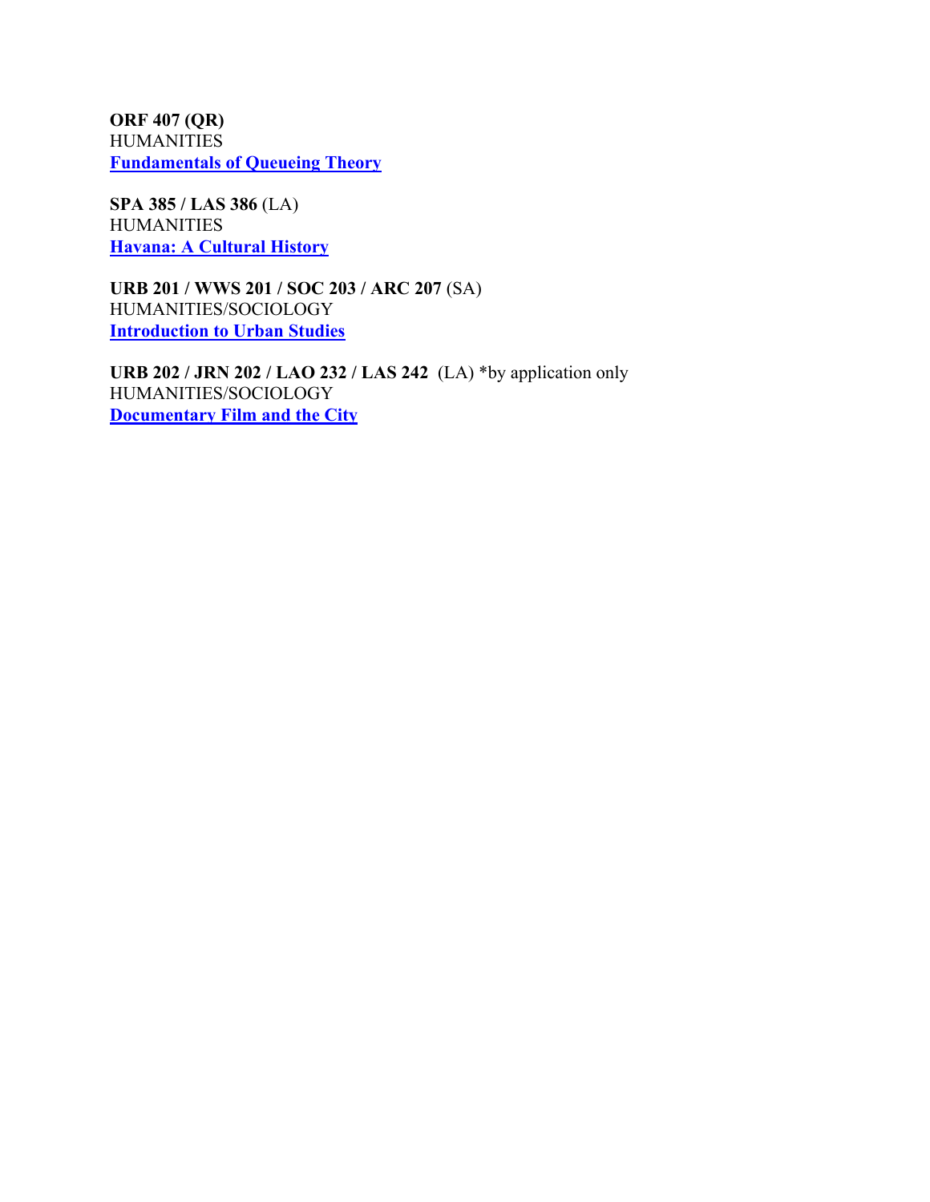**ORF 407 (QR)**
HUMANITIES
[**Fundamentals of Queueing Theory**]

**SPA 385 / LAS 386** (LA)
HUMANITIES
[**Havana: A Cultural History**]

**URB 201 / WWS 201 / SOC 203 / ARC 207** (SA)
HUMANITIES/SOCIOLOGY
[**Introduction to Urban Studies**]

**URB 202 / JRN 202 / LAO 232 / LAS 242** (LA) *by application only
HUMANITIES/SOCIOLOGY
[**Documentary Film and the City**]